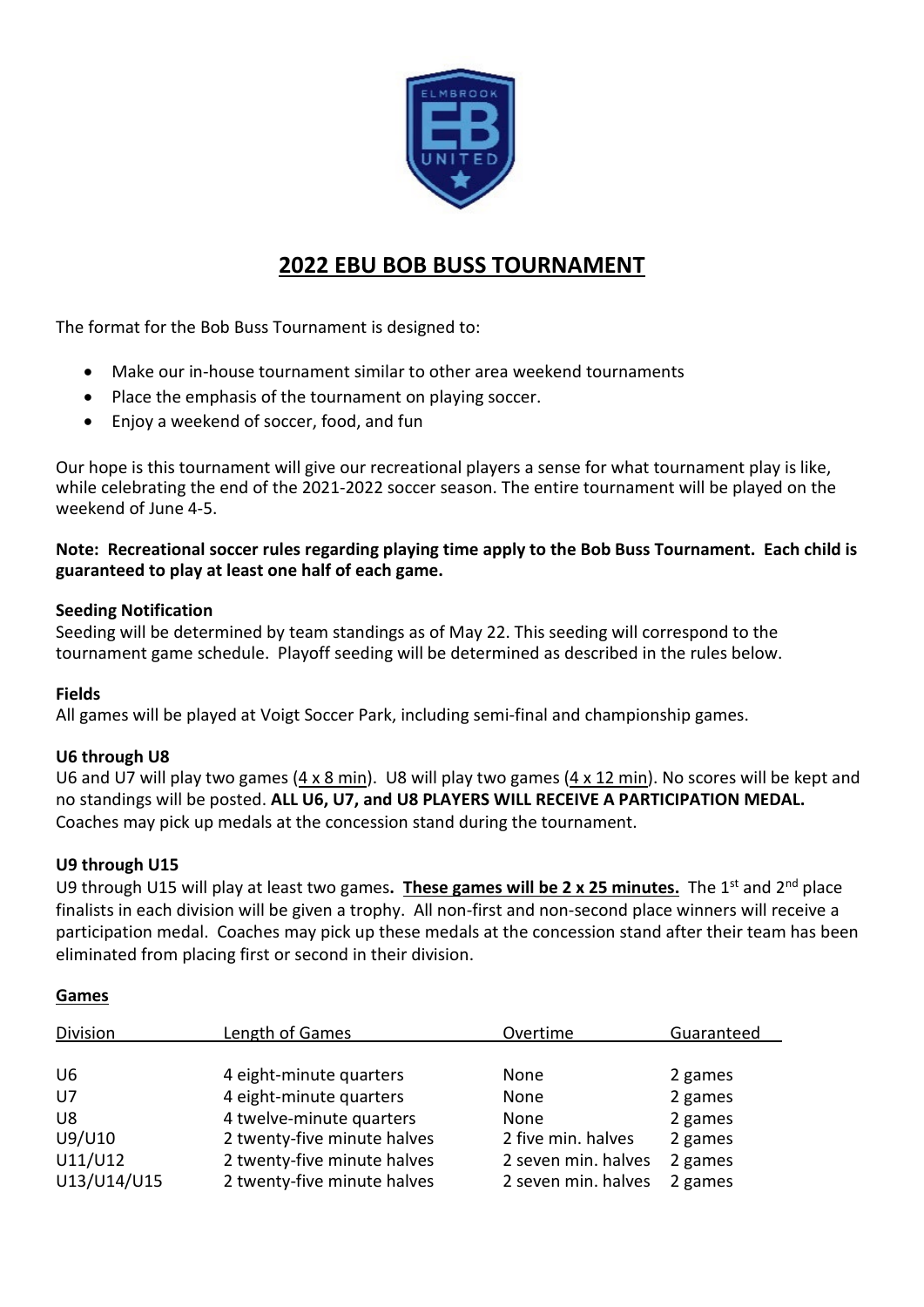# 2022 EBU BOB BUSS TOURNAMENT

The format for the Bob Buss Tournament is designed to:

- Make our in-house tournament similar to other area weekend tournaments
- Place the emphasis of the tournament on playing soccer.
- Enjoy a weekend of soccer, food, and fun

Our hope is this tournament will give our recreational players a sense for what tournament play is like, while celebrating the end of the 2021-2022 soccer season. The entire tournament will be played on the weekend of June 4-5.

**Note: Recreational soccer rules regarding playing time apply to the Bob Buss Tournament. Each child is guaranteed to play at least one half of each game.**

### Seeding Notification

Seeding will be determined by team standings as of May 22. This seeding will correspond to the tournament game schedule. Playoff seeding will be determined as described in the rules below.

### Fields

All games will be played at Voigt Soccer Park, including semi-final and championship games.

### U6 through U8

U6 and U7 will play two games (4 x 8 min). U8 will play two games (4 x 12 min). No scores will be kept and no standings will be posted. **ALL U6, U7, and U8 PLAYERS WILL RECEIVE A PARTICIPATION MEDAL.** Coaches may pick up medals at the concession stand during the tournament.

### U9 through U15

U9 through U15 will play at least two games**. These games will be 2 x 25 minutes.** The 1st and 2nd place finalists in each division will be given a trophy. All non-first and non-second place winners will receive a participation medal. Coaches may pick up these medals at the concession stand after their team has been eliminated from placing first or second in their division.

### Games

| Division | Length of Games | Overtime | Guaranteed |
|---|---|---|---|
| U6 | 4 eight-minute quarters | None | 2 games |
| U7 | 4 eight-minute quarters | None | 2 games |
| U8 | 4 twelve-minute quarters | None | 2 games |
| U9/U10 | 2 twenty-five minute halves | 2 five min. halves | 2 games |
| U11/U12 | 2 twenty-five minute halves | 2 seven min. halves | 2 games |
| U13/U14/U15 | 2 twenty-five minute halves | 2 seven min. halves | 2 games |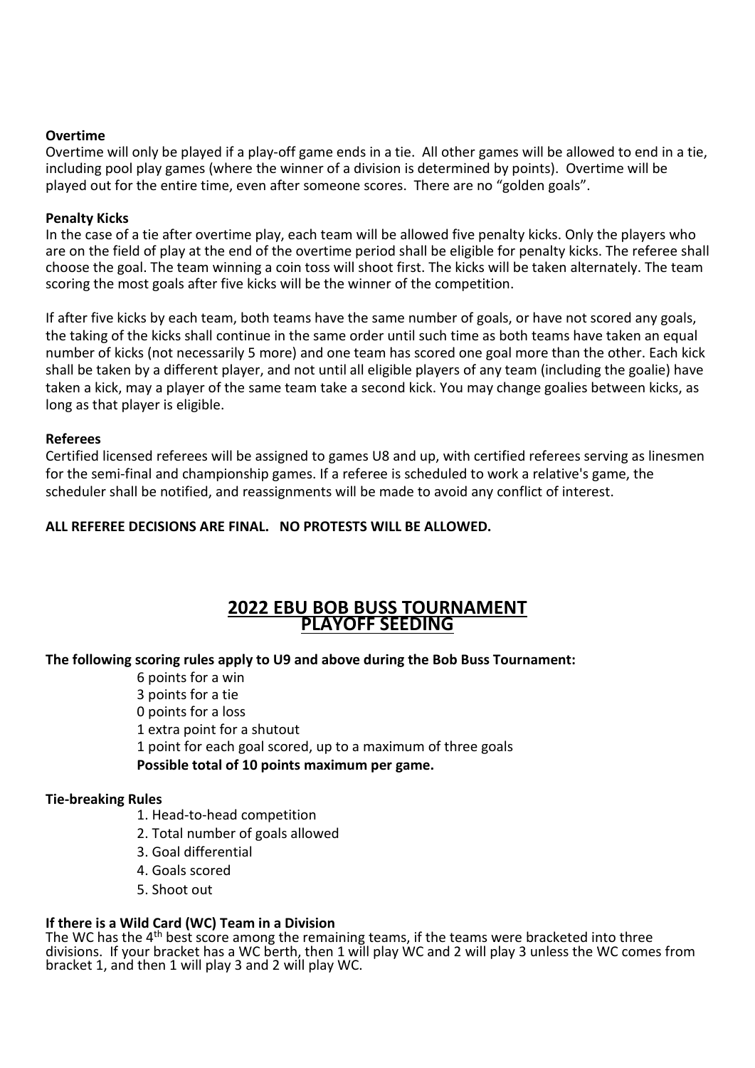**Overtime**

Overtime will only be played if a play-off game ends in a tie. All other games will be allowed to end in a tie, including pool play games (where the winner of a division is determined by points). Overtime will be played out for the entire time, even after someone scores. There are no "golden goals".

**Penalty Kicks**

In the case of a tie after overtime play, each team will be allowed five penalty kicks. Only the players who are on the field of play at the end of the overtime period shall be eligible for penalty kicks. The referee shall choose the goal. The team winning a coin toss will shoot first. The kicks will be taken alternately. The team scoring the most goals after five kicks will be the winner of the competition.

If after five kicks by each team, both teams have the same number of goals, or have not scored any goals, the taking of the kicks shall continue in the same order until such time as both teams have taken an equal number of kicks (not necessarily 5 more) and one team has scored one goal more than the other. Each kick shall be taken by a different player, and not until all eligible players of any team (including the goalie) have taken a kick, may a player of the same team take a second kick. You may change goalies between kicks, as long as that player is eligible.

**Referees**

Certified licensed referees will be assigned to games U8 and up, with certified referees serving as linesmen for the semi-final and championship games. If a referee is scheduled to work a relative's game, the scheduler shall be notified, and reassignments will be made to avoid any conflict of interest.

**ALL REFEREE DECISIONS ARE FINAL. NO PROTESTS WILL BE ALLOWED.**

## 2022 EBU BOB BUSS TOURNAMENT PLAYOFF SEEDING

**The following scoring rules apply to U9 and above during the Bob Buss Tournament:**

- 6 points for a win
- 3 points for a tie
- 0 points for a loss
- 1 extra point for a shutout
- 1 point for each goal scored, up to a maximum of three goals

**Possible total of 10 points maximum per game.**

**Tie-breaking Rules**

1. Head-to-head competition
2. Total number of goals allowed
3. Goal differential
4. Goals scored
5. Shoot out

**If there is a Wild Card (WC) Team in a Division**

The WC has the 4th best score among the remaining teams, if the teams were bracketed into three divisions. If your bracket has a WC berth, then 1 will play WC and 2 will play 3 unless the WC comes from bracket 1, and then 1 will play 3 and 2 will play WC.